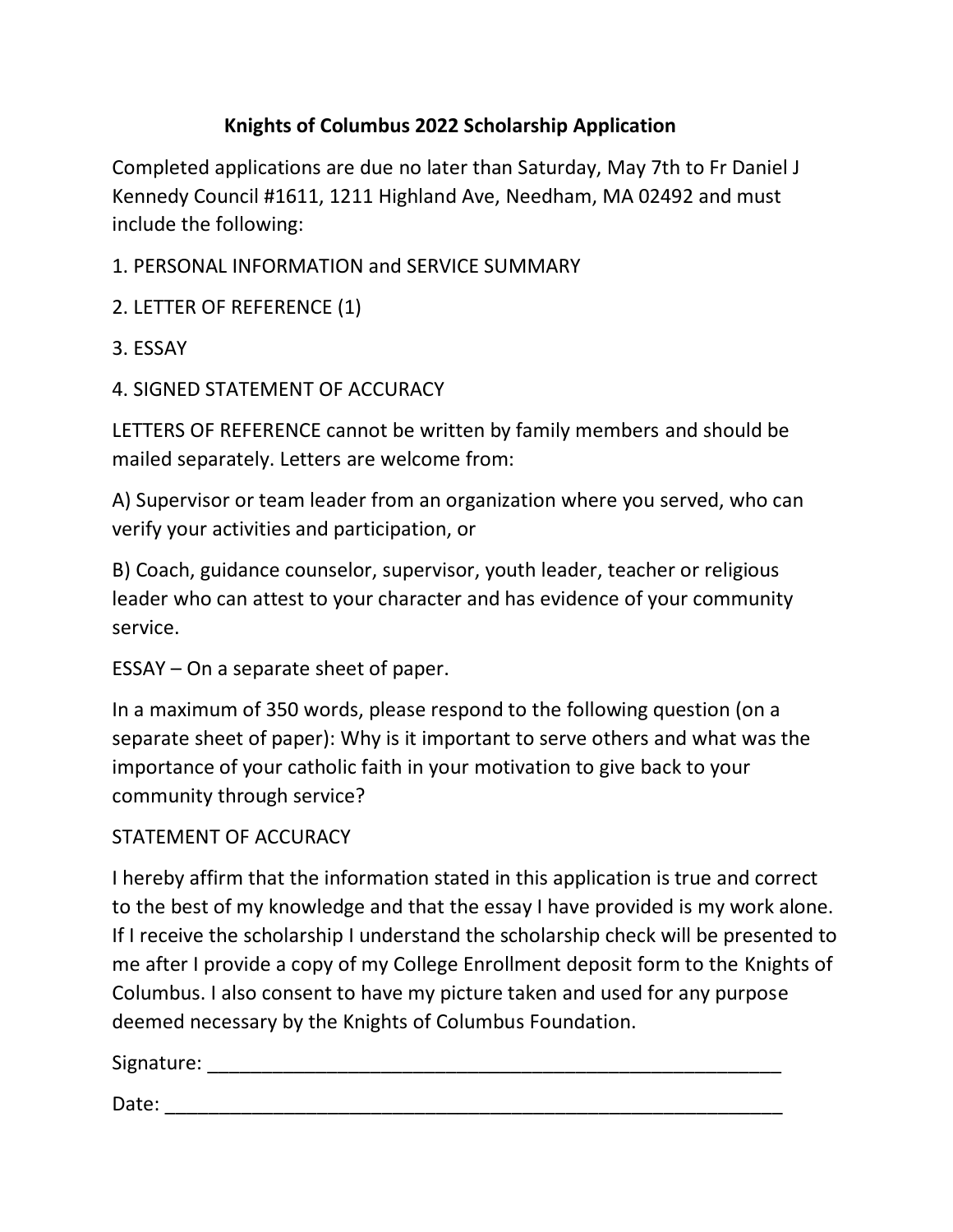# Knights of Columbus 2022 Scholarship Application

Completed applications are due no later than Saturday, May 7th to Fr Daniel J Kennedy Council #1611, 1211 Highland Ave, Needham, MA 02492 and must include the following:

1. PERSONAL INFORMATION and SERVICE SUMMARY

2. LETTER OF REFERENCE (1)

3. ESSAY

4. SIGNED STATEMENT OF ACCURACY

LETTERS OF REFERENCE cannot be written by family members and should be mailed separately. Letters are welcome from:

A) Supervisor or team leader from an organization where you served, who can verify your activities and participation, or

B) Coach, guidance counselor, supervisor, youth leader, teacher or religious leader who can attest to your character and has evidence of your community service.

ESSAY – On a separate sheet of paper.

In a maximum of 350 words, please respond to the following question (on a separate sheet of paper): Why is it important to serve others and what was the importance of your catholic faith in your motivation to give back to your community through service?

STATEMENT OF ACCURACY

I hereby affirm that the information stated in this application is true and correct to the best of my knowledge and that the essay I have provided is my work alone. If I receive the scholarship I understand the scholarship check will be presented to me after I provide a copy of my College Enrollment deposit form to the Knights of Columbus. I also consent to have my picture taken and used for any purpose deemed necessary by the Knights of Columbus Foundation.

Signature: ________________________________________________________

Date: ____________________________________________________________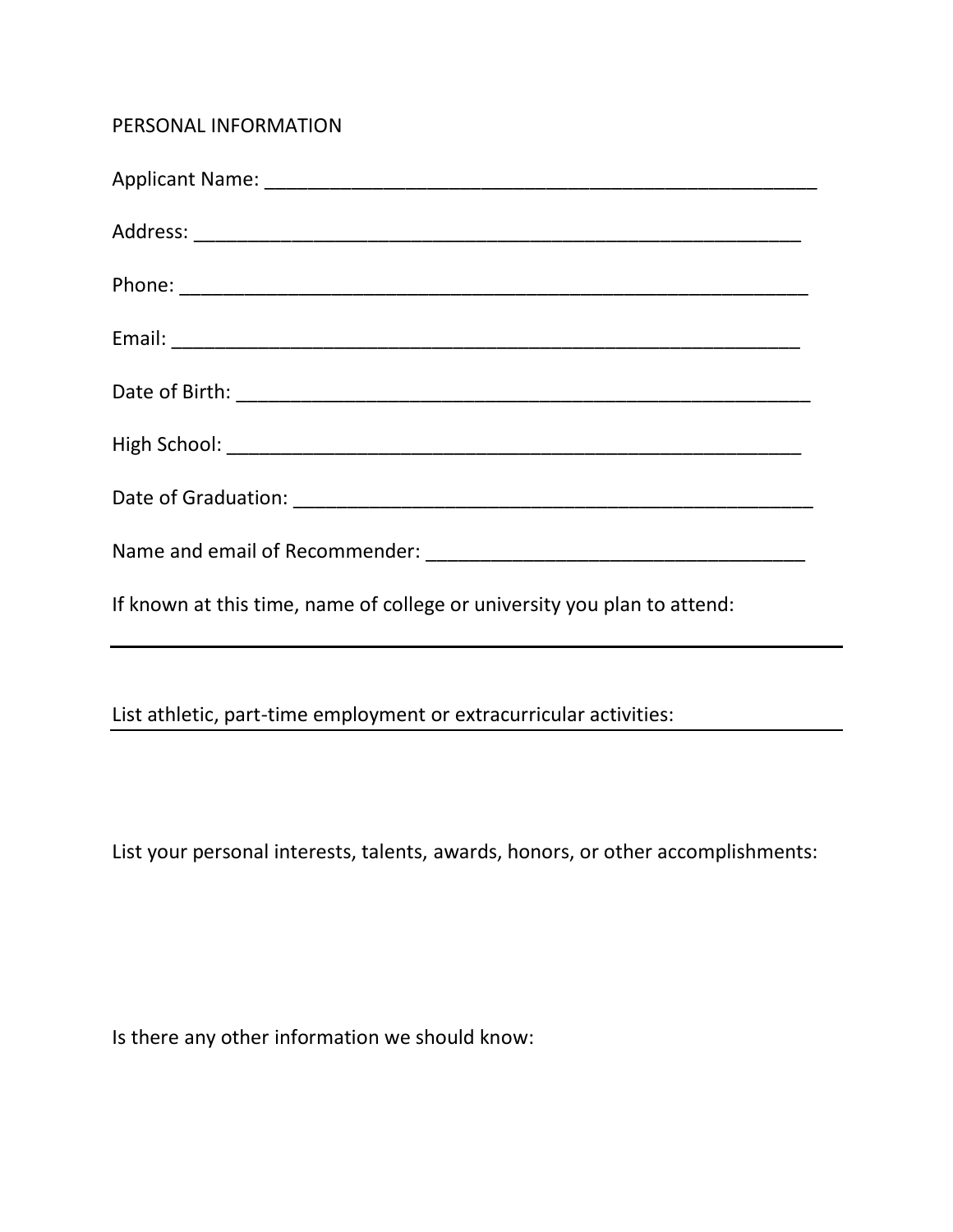PERSONAL INFORMATION

Applicant Name: ______________________________________________________

Address: ___________________________________________________________

Phone: _____________________________________________________________

Email: _____________________________________________________________

Date of Birth: ________________________________________________________

High School: _________________________________________________________

Date of Graduation: ___________________________________________________

Name and email of Recommender: ____________________________________

If known at this time, name of college or university you plan to attend:

_____________________________________________________________________

List athletic, part-time employment or extracurricular activities: _______________

List your personal interests, talents, awards, honors, or other accomplishments:

Is there any other information we should know: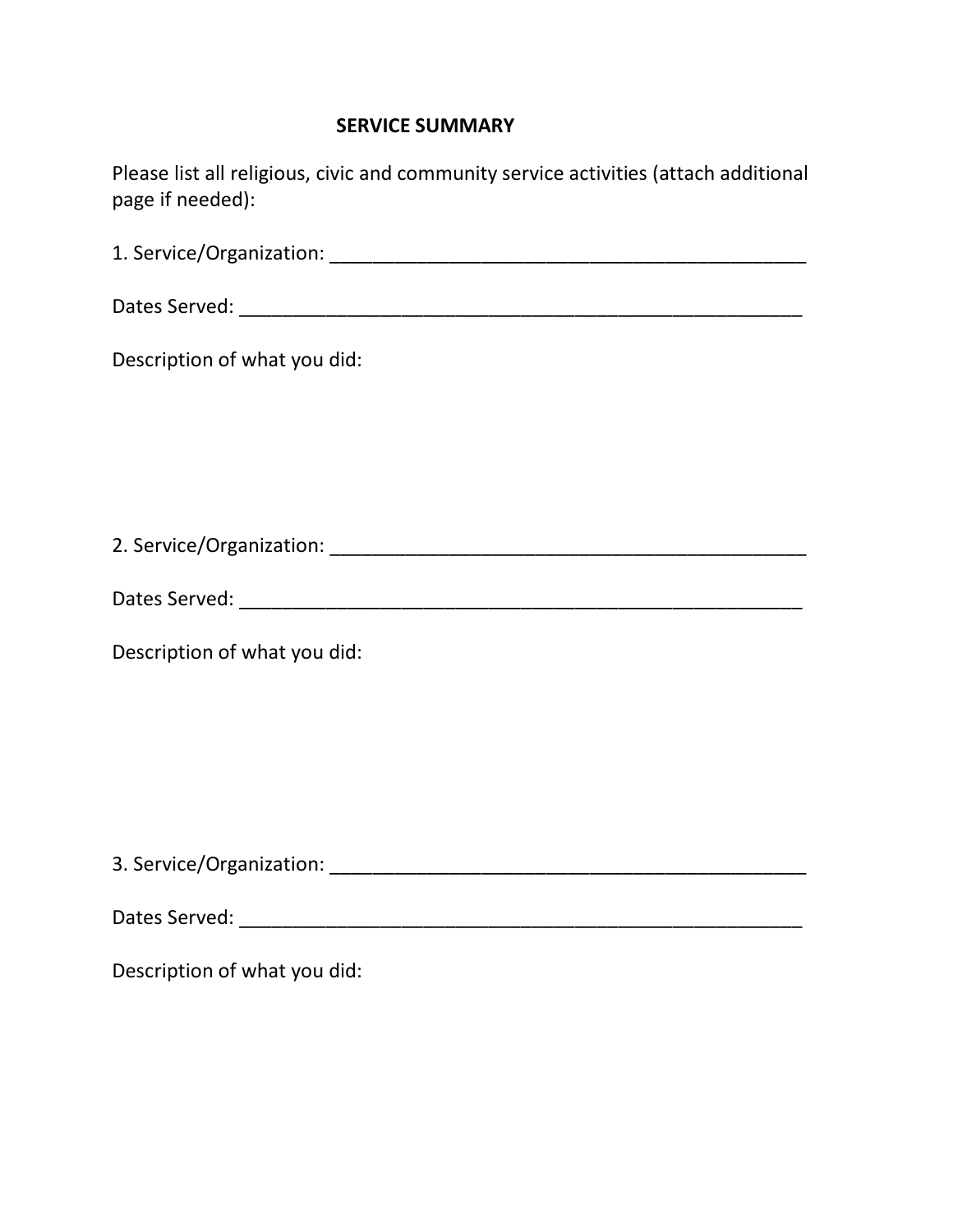## SERVICE SUMMARY

Please list all religious, civic and community service activities (attach additional page if needed):

1. Service/Organization: _____________________________________________

Dates Served: _____________________________________________________

Description of what you did:

2. Service/Organization: _____________________________________________

Dates Served: _____________________________________________________

Description of what you did:

3. Service/Organization: _____________________________________________

Dates Served: _____________________________________________________

Description of what you did: